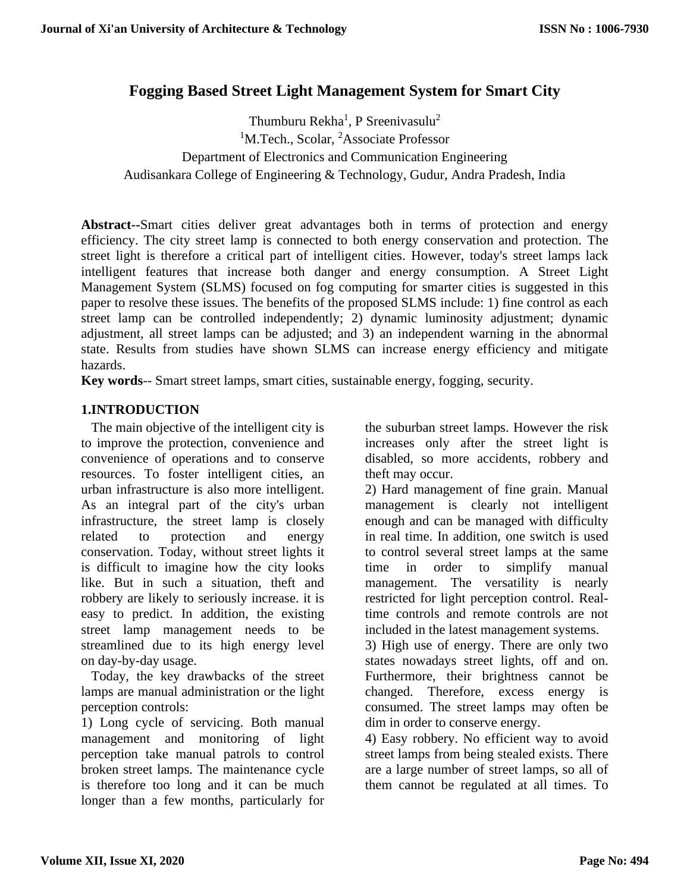# Fogging Based Street Light Management System for Smart City

Thumburu Rekha[1], P Sreenivasulu[2]

[1]M.Tech., Scolar, [2]Associate Professor

Department of Electronics and Communication Engineering

Audisankara College of Engineering & Technology, Gudur, Andra Pradesh, India

**Abstract--**Smart cities deliver great advantages both in terms of protection and energy efficiency. The city street lamp is connected to both energy conservation and protection. The street light is therefore a critical part of intelligent cities. However, today's street lamps lack intelligent features that increase both danger and energy consumption. A Street Light Management System (SLMS) focused on fog computing for smarter cities is suggested in this paper to resolve these issues. The benefits of the proposed SLMS include: 1) fine control as each street lamp can be controlled independently; 2) dynamic luminosity adjustment; dynamic adjustment, all street lamps can be adjusted; and 3) an independent warning in the abnormal state. Results from studies have shown SLMS can increase energy efficiency and mitigate hazards.

**Key words**-- Smart street lamps, smart cities, sustainable energy, fogging, security.

## 1.INTRODUCTION

The main objective of the intelligent city is to improve the protection, convenience and convenience of operations and to conserve resources. To foster intelligent cities, an urban infrastructure is also more intelligent. As an integral part of the city's urban infrastructure, the street lamp is closely related to protection and energy conservation. Today, without street lights it is difficult to imagine how the city looks like. But in such a situation, theft and robbery are likely to seriously increase. it is easy to predict. In addition, the existing street lamp management needs to be streamlined due to its high energy level on day-by-day usage.

Today, the key drawbacks of the street lamps are manual administration or the light perception controls:

1) Long cycle of servicing. Both manual management and monitoring of light perception take manual patrols to control broken street lamps. The maintenance cycle is therefore too long and it can be much longer than a few months, particularly for the suburban street lamps. However the risk increases only after the street light is disabled, so more accidents, robbery and theft may occur.

2) Hard management of fine grain. Manual management is clearly not intelligent enough and can be managed with difficulty in real time. In addition, one switch is used to control several street lamps at the same time in order to simplify manual management. The versatility is nearly restricted for light perception control. Real-time controls and remote controls are not included in the latest management systems.

3) High use of energy. There are only two states nowadays street lights, off and on. Furthermore, their brightness cannot be changed. Therefore, excess energy is consumed. The street lamps may often be dim in order to conserve energy.

4) Easy robbery. No efficient way to avoid street lamps from being stealed exists. There are a large number of street lamps, so all of them cannot be regulated at all times. To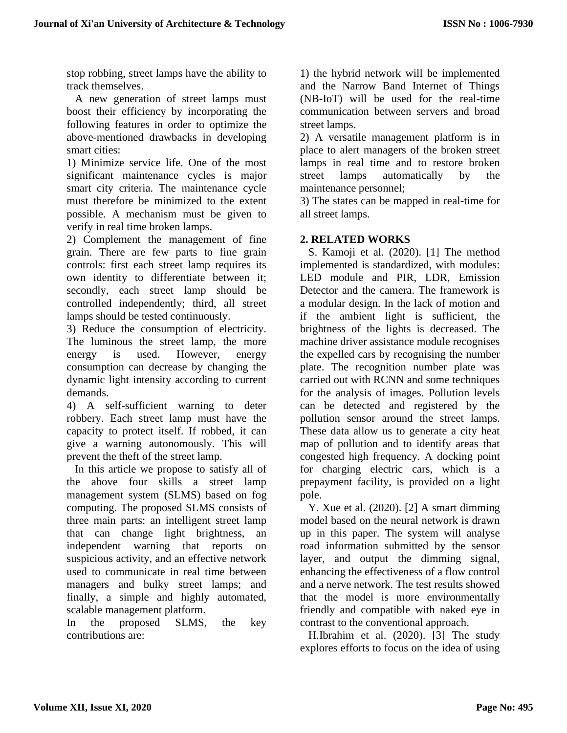stop robbing, street lamps have the ability to track themselves.

A new generation of street lamps must boost their efficiency by incorporating the following features in order to optimize the above-mentioned drawbacks in developing smart cities:

1) Minimize service life. One of the most significant maintenance cycles is major smart city criteria. The maintenance cycle must therefore be minimized to the extent possible. A mechanism must be given to verify in real time broken lamps.

2) Complement the management of fine grain. There are few parts to fine grain controls: first each street lamp requires its own identity to differentiate between it; secondly, each street lamp should be controlled independently; third, all street lamps should be tested continuously.

3) Reduce the consumption of electricity. The luminous the street lamp, the more energy is used. However, energy consumption can decrease by changing the dynamic light intensity according to current demands.

4) A self-sufficient warning to deter robbery. Each street lamp must have the capacity to protect itself. If robbed, it can give a warning autonomously. This will prevent the theft of the street lamp.

In this article we propose to satisfy all of the above four skills a street lamp management system (SLMS) based on fog computing. The proposed SLMS consists of three main parts: an intelligent street lamp that can change light brightness, an independent warning that reports on suspicious activity, and an effective network used to communicate in real time between managers and bulky street lamps; and finally, a simple and highly automated, scalable management platform.

In the proposed SLMS, the key contributions are:

1) the hybrid network will be implemented and the Narrow Band Internet of Things (NB-IoT) will be used for the real-time communication between servers and broad street lamps.

2) A versatile management platform is in place to alert managers of the broken street lamps in real time and to restore broken street lamps automatically by the maintenance personnel;

3) The states can be mapped in real-time for all street lamps.

## 2. RELATED WORKS

S. Kamoji et al. (2020). [1] The method implemented is standardized, with modules: LED module and PIR, LDR, Emission Detector and the camera. The framework is a modular design. In the lack of motion and if the ambient light is sufficient, the brightness of the lights is decreased. The machine driver assistance module recognises the expelled cars by recognising the number plate. The recognition number plate was carried out with RCNN and some techniques for the analysis of images. Pollution levels can be detected and registered by the pollution sensor around the street lamps. These data allow us to generate a city heat map of pollution and to identify areas that congested high frequency. A docking point for charging electric cars, which is a prepayment facility, is provided on a light pole.

Y. Xue et al. (2020). [2] A smart dimming model based on the neural network is drawn up in this paper. The system will analyse road information submitted by the sensor layer, and output the dimming signal, enhancing the effectiveness of a flow control and a nerve network. The test results showed that the model is more environmentally friendly and compatible with naked eye in contrast to the conventional approach.

H.Ibrahim et al. (2020). [3] The study explores efforts to focus on the idea of using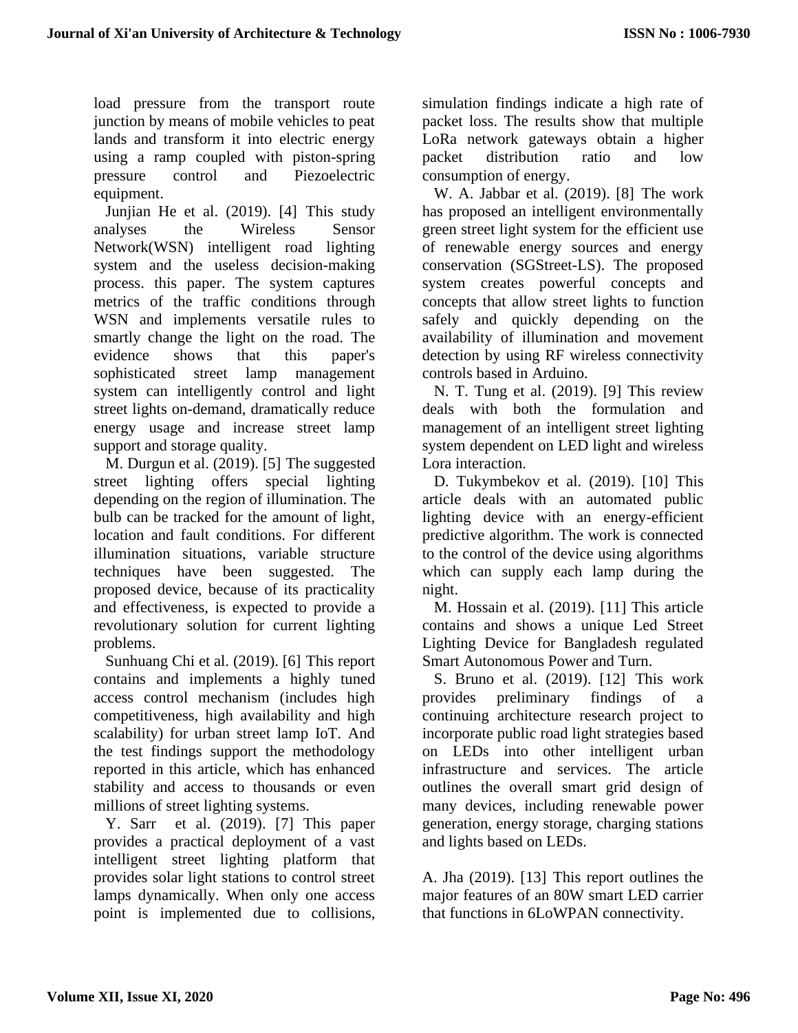load pressure from the transport route junction by means of mobile vehicles to peat lands and transform it into electric energy using a ramp coupled with piston-spring pressure control and Piezoelectric equipment.

Junjian He et al. (2019). [4] This study analyses the Wireless Sensor Network(WSN) intelligent road lighting system and the useless decision-making process. this paper. The system captures metrics of the traffic conditions through WSN and implements versatile rules to smartly change the light on the road. The evidence shows that this paper's sophisticated street lamp management system can intelligently control and light street lights on-demand, dramatically reduce energy usage and increase street lamp support and storage quality.

M. Durgun et al. (2019). [5] The suggested street lighting offers special lighting depending on the region of illumination. The bulb can be tracked for the amount of light, location and fault conditions. For different illumination situations, variable structure techniques have been suggested. The proposed device, because of its practicality and effectiveness, is expected to provide a revolutionary solution for current lighting problems.

Sunhuang Chi et al. (2019). [6] This report contains and implements a highly tuned access control mechanism (includes high competitiveness, high availability and high scalability) for urban street lamp IoT. And the test findings support the methodology reported in this article, which has enhanced stability and access to thousands or even millions of street lighting systems.

Y. Sarr et al. (2019). [7] This paper provides a practical deployment of a vast intelligent street lighting platform that provides solar light stations to control street lamps dynamically. When only one access point is implemented due to collisions, simulation findings indicate a high rate of packet loss. The results show that multiple LoRa network gateways obtain a higher packet distribution ratio and low consumption of energy.

W. A. Jabbar et al. (2019). [8] The work has proposed an intelligent environmentally green street light system for the efficient use of renewable energy sources and energy conservation (SGStreet-LS). The proposed system creates powerful concepts and concepts that allow street lights to function safely and quickly depending on the availability of illumination and movement detection by using RF wireless connectivity controls based in Arduino.

N. T. Tung et al. (2019). [9] This review deals with both the formulation and management of an intelligent street lighting system dependent on LED light and wireless Lora interaction.

D. Tukymbekov et al. (2019). [10] This article deals with an automated public lighting device with an energy-efficient predictive algorithm. The work is connected to the control of the device using algorithms which can supply each lamp during the night.

M. Hossain et al. (2019). [11] This article contains and shows a unique Led Street Lighting Device for Bangladesh regulated Smart Autonomous Power and Turn.

S. Bruno et al. (2019). [12] This work provides preliminary findings of a continuing architecture research project to incorporate public road light strategies based on LEDs into other intelligent urban infrastructure and services. The article outlines the overall smart grid design of many devices, including renewable power generation, energy storage, charging stations and lights based on LEDs.

A. Jha (2019). [13] This report outlines the major features of an 80W smart LED carrier that functions in 6LoWPAN connectivity.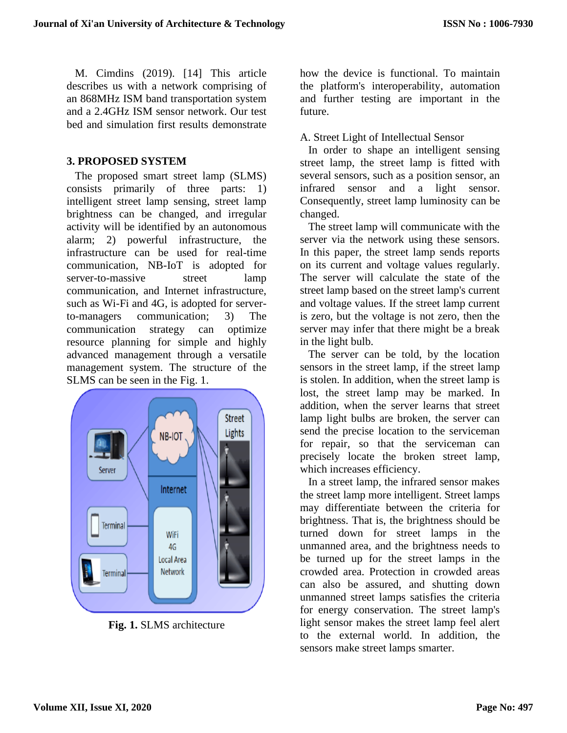M. Cimdins (2019). [14] This article describes us with a network comprising of an 868MHz ISM band transportation system and a 2.4GHz ISM sensor network. Our test bed and simulation first results demonstrate how the device is functional. To maintain the platform's interoperability, automation and further testing are important in the future.

## 3. PROPOSED SYSTEM

The proposed smart street lamp (SLMS) consists primarily of three parts: 1) intelligent street lamp sensing, street lamp brightness can be changed, and irregular activity will be identified by an autonomous alarm; 2) powerful infrastructure, the infrastructure can be used for real-time communication, NB-IoT is adopted for server-to-massive street lamp communication, and Internet infrastructure, such as Wi-Fi and 4G, is adopted for server-to-managers communication; 3) The communication strategy can optimize resource planning for simple and highly advanced management through a versatile management system. The structure of the SLMS can be seen in the Fig. 1.

**Fig. 1.** SLMS architecture

### A. Street Light of Intellectual Sensor

In order to shape an intelligent sensing street lamp, the street lamp is fitted with several sensors, such as a position sensor, an infrared sensor and a light sensor. Consequently, street lamp luminosity can be changed.

The street lamp will communicate with the server via the network using these sensors. In this paper, the street lamp sends reports on its current and voltage values regularly. The server will calculate the state of the street lamp based on the street lamp's current and voltage values. If the street lamp current is zero, but the voltage is not zero, then the server may infer that there might be a break in the light bulb.

The server can be told, by the location sensors in the street lamp, if the street lamp is stolen. In addition, when the street lamp is lost, the street lamp may be marked. In addition, when the server learns that street lamp light bulbs are broken, the server can send the precise location to the serviceman for repair, so that the serviceman can precisely locate the broken street lamp, which increases efficiency.

In a street lamp, the infrared sensor makes the street lamp more intelligent. Street lamps may differentiate between the criteria for brightness. That is, the brightness should be turned down for street lamps in the unmanned area, and the brightness needs to be turned up for the street lamps in the crowded area. Protection in crowded areas can also be assured, and shutting down unmanned street lamps satisfies the criteria for energy conservation. The street lamp's light sensor makes the street lamp feel alert to the external world. In addition, the sensors make street lamps smarter.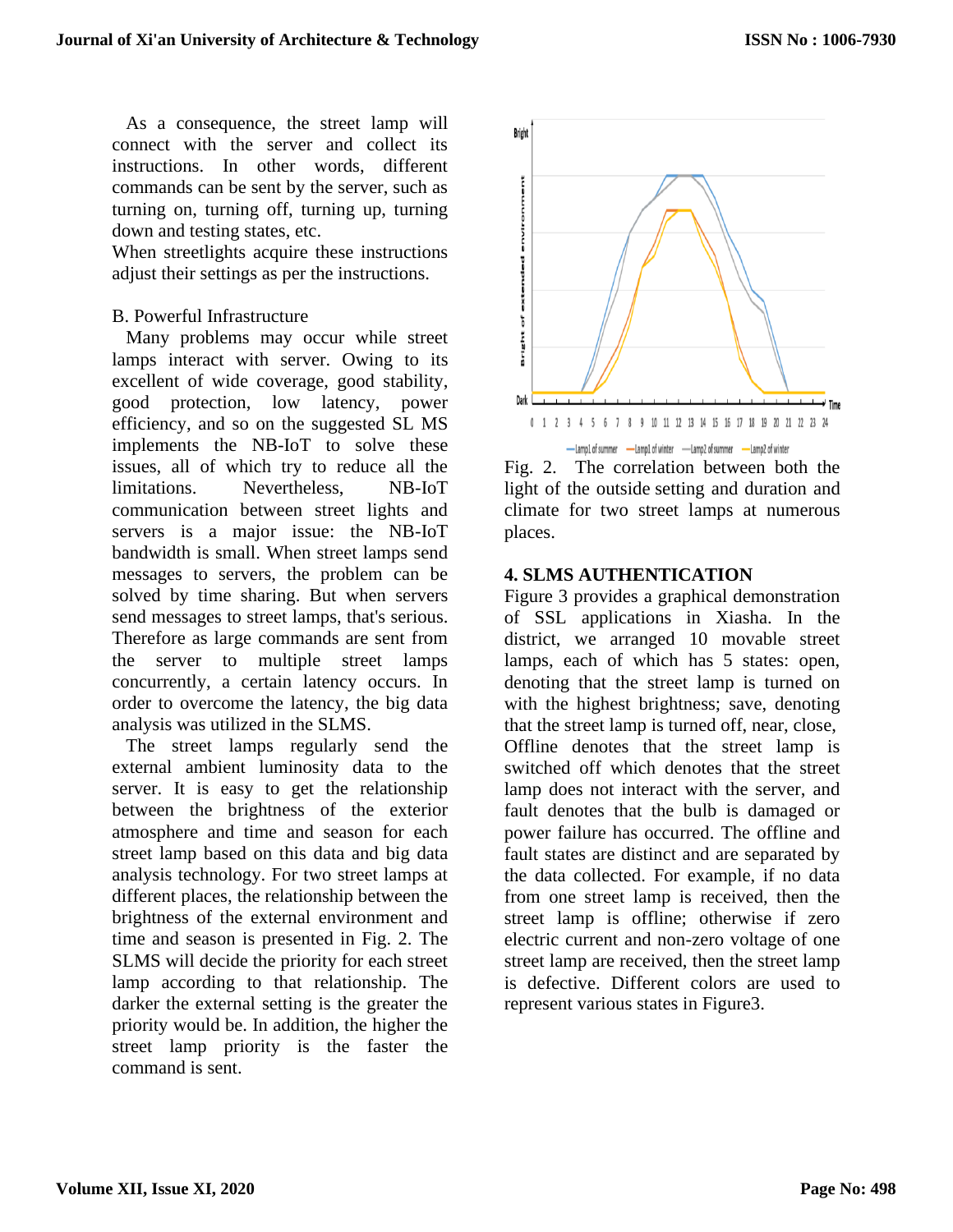As a consequence, the street lamp will connect with the server and collect its instructions. In other words, different commands can be sent by the server, such as turning on, turning off, turning up, turning down and testing states, etc.

When streetlights acquire these instructions adjust their settings as per the instructions.

B. Powerful Infrastructure

Many problems may occur while street lamps interact with server. Owing to its excellent of wide coverage, good stability, good protection, low latency, power efficiency, and so on the suggested SL MS implements the NB-IoT to solve these issues, all of which try to reduce all the limitations. Nevertheless, NB-IoT communication between street lights and servers is a major issue: the NB-IoT bandwidth is small. When street lamps send messages to servers, the problem can be solved by time sharing. But when servers send messages to street lamps, that's serious. Therefore as large commands are sent from the server to multiple street lamps concurrently, a certain latency occurs. In order to overcome the latency, the big data analysis was utilized in the SLMS.

The street lamps regularly send the external ambient luminosity data to the server. It is easy to get the relationship between the brightness of the exterior atmosphere and time and season for each street lamp based on this data and big data analysis technology. For two street lamps at different places, the relationship between the brightness of the external environment and time and season is presented in Fig. 2. The SLMS will decide the priority for each street lamp according to that relationship. The darker the external setting is the greater the priority would be. In addition, the higher the street lamp priority is the faster the command is sent.

Fig. 2. The correlation between both the light of the outside setting and duration and climate for two street lamps at numerous places.

## 4. SLMS AUTHENTICATION

Figure 3 provides a graphical demonstration of SSL applications in Xiasha. In the district, we arranged 10 movable street lamps, each of which has 5 states: open, denoting that the street lamp is turned on with the highest brightness; save, denoting that the street lamp is turned off, near, close, Offline denotes that the street lamp is switched off which denotes that the street lamp does not interact with the server, and fault denotes that the bulb is damaged or power failure has occurred. The offline and fault states are distinct and are separated by the data collected. For example, if no data from one street lamp is received, then the street lamp is offline; otherwise if zero electric current and non-zero voltage of one street lamp are received, then the street lamp is defective. Different colors are used to represent various states in Figure3.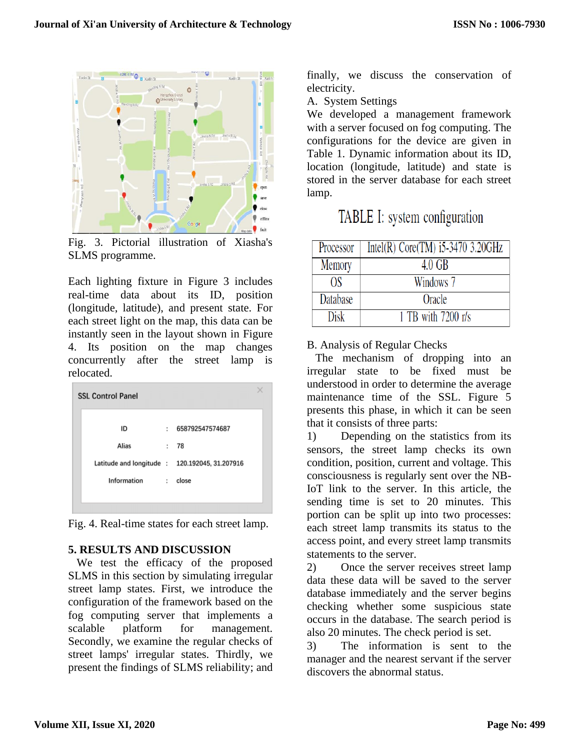Fig. 3. Pictorial illustration of Xiasha's SLMS programme.

Each lighting fixture in Figure 3 includes real-time data about its ID, position (longitude, latitude), and present state. For each street light on the map, this data can be instantly seen in the layout shown in Figure 4. Its position on the map changes concurrently after the street lamp is relocated.

Fig. 4. Real-time states for each street lamp.

## 5. RESULTS AND DISCUSSION

We test the efficacy of the proposed SLMS in this section by simulating irregular street lamp states. First, we introduce the configuration of the framework based on the fog computing server that implements a scalable platform for management. Secondly, we examine the regular checks of street lamps' irregular states. Thirdly, we present the findings of SLMS reliability; and finally, we discuss the conservation of electricity.

A. System Settings

We developed a management framework with a server focused on fog computing. The configurations for the device are given in Table 1. Dynamic information about its ID, location (longitude, latitude) and state is stored in the server database for each street lamp.

TABLE I: system configuration

| Processor | Intel(R) Core(TM) i5-3470 3.20GHz |
|---|---|
| Memory | 4.0 GB |
| OS | Windows 7 |
| Database | Oracle |
| Disk | 1 TB with 7200 r/s |

B. Analysis of Regular Checks

The mechanism of dropping into an irregular state to be fixed must be understood in order to determine the average maintenance time of the SSL. Figure 5 presents this phase, in which it can be seen that it consists of three parts:

1) Depending on the statistics from its sensors, the street lamp checks its own condition, position, current and voltage. This consciousness is regularly sent over the NB-IoT link to the server. In this article, the sending time is set to 20 minutes. This portion can be split up into two processes: each street lamp transmits its status to the access point, and every street lamp transmits statements to the server.

2) Once the server receives street lamp data these data will be saved to the server database immediately and the server begins checking whether some suspicious state occurs in the database. The search period is also 20 minutes. The check period is set.

3) The information is sent to the manager and the nearest servant if the server discovers the abnormal status.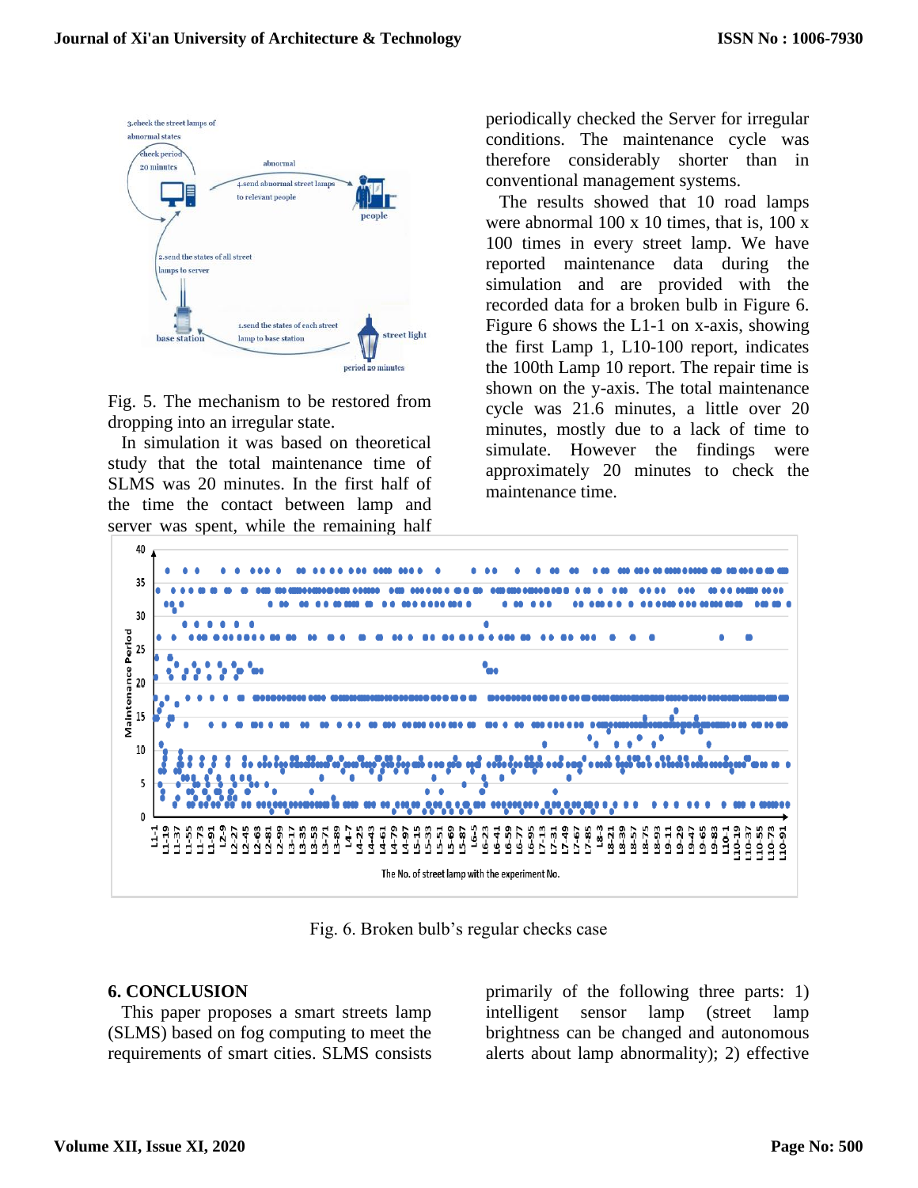Fig. 5. The mechanism to be restored from dropping into an irregular state.

In simulation it was based on theoretical study that the total maintenance time of SLMS was 20 minutes. In the first half of the time the contact between lamp and server was spent, while the remaining half periodically checked the Server for irregular conditions. The maintenance cycle was therefore considerably shorter than in conventional management systems.

The results showed that 10 road lamps were abnormal 100 x 10 times, that is, 100 x 100 times in every street lamp. We have reported maintenance data during the simulation and are provided with the recorded data for a broken bulb in Figure 6. Figure 6 shows the L1-1 on x-axis, showing the first Lamp 1, L10-100 report, indicates the 100th Lamp 10 report. The repair time is shown on the y-axis. The total maintenance cycle was 21.6 minutes, a little over 20 minutes, mostly due to a lack of time to simulate. However the findings were approximately 20 minutes to check the maintenance time.

Fig. 6. Broken bulb's regular checks case

## 6. CONCLUSION

This paper proposes a smart streets lamp (SLMS) based on fog computing to meet the requirements of smart cities. SLMS consists primarily of the following three parts: 1) intelligent sensor lamp (street lamp brightness can be changed and autonomous alerts about lamp abnormality); 2) effective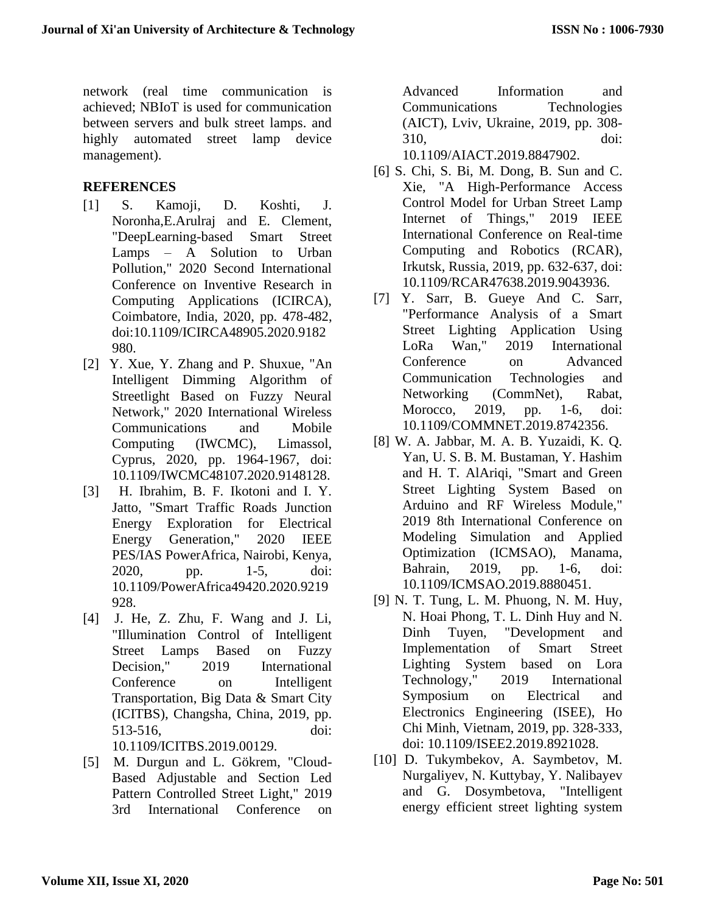network (real time communication is achieved; NBIoT is used for communication between servers and bulk street lamps. and highly automated street lamp device management).

## REFERENCES

[1] S. Kamoji, D. Koshti, J. Noronha,E.Arulraj and E. Clement, "DeepLearning-based Smart Street Lamps – A Solution to Urban Pollution," 2020 Second International Conference on Inventive Research in Computing Applications (ICIRCA), Coimbatore, India, 2020, pp. 478-482, doi:10.1109/ICIRCA48905.2020.9182980.

[2] Y. Xue, Y. Zhang and P. Shuxue, "An Intelligent Dimming Algorithm of Streetlight Based on Fuzzy Neural Network," 2020 International Wireless Communications and Mobile Computing (IWCMC), Limassol, Cyprus, 2020, pp. 1964-1967, doi: 10.1109/IWCMC48107.2020.9148128.

[3] H. Ibrahim, B. F. Ikotoni and I. Y. Jatto, "Smart Traffic Roads Junction Energy Exploration for Electrical Energy Generation," 2020 IEEE PES/IAS PowerAfrica, Nairobi, Kenya, 2020, pp. 1-5, doi: 10.1109/PowerAfrica49420.2020.9219928.

[4] J. He, Z. Zhu, F. Wang and J. Li, "Illumination Control of Intelligent Street Lamps Based on Fuzzy Decision," 2019 International Conference on Intelligent Transportation, Big Data & Smart City (ICITBS), Changsha, China, 2019, pp. 513-516, doi: 10.1109/ICITBS.2019.00129.

[5] M. Durgun and L. Gökrem, "Cloud-Based Adjustable and Section Led Pattern Controlled Street Light," 2019 3rd International Conference on Advanced Information and Communications Technologies (AICT), Lviv, Ukraine, 2019, pp. 308-310, doi: 10.1109/AIACT.2019.8847902.

[6] S. Chi, S. Bi, M. Dong, B. Sun and C. Xie, "A High-Performance Access Control Model for Urban Street Lamp Internet of Things," 2019 IEEE International Conference on Real-time Computing and Robotics (RCAR), Irkutsk, Russia, 2019, pp. 632-637, doi: 10.1109/RCAR47638.2019.9043936.

[7] Y. Sarr, B. Gueye And C. Sarr, "Performance Analysis of a Smart Street Lighting Application Using LoRa Wan," 2019 International Conference on Advanced Communication Technologies and Networking (CommNet), Rabat, Morocco, 2019, pp. 1-6, doi: 10.1109/COMMNET.2019.8742356.

[8] W. A. Jabbar, M. A. B. Yuzaidi, K. Q. Yan, U. S. B. M. Bustaman, Y. Hashim and H. T. AlAriqi, "Smart and Green Street Lighting System Based on Arduino and RF Wireless Module," 2019 8th International Conference on Modeling Simulation and Applied Optimization (ICMSAO), Manama, Bahrain, 2019, pp. 1-6, doi: 10.1109/ICMSAO.2019.8880451.

[9] N. T. Tung, L. M. Phuong, N. M. Huy, N. Hoai Phong, T. L. Dinh Huy and N. Dinh Tuyen, "Development and Implementation of Smart Street Lighting System based on Lora Technology," 2019 International Symposium on Electrical and Electronics Engineering (ISEE), Ho Chi Minh, Vietnam, 2019, pp. 328-333, doi: 10.1109/ISEE2.2019.8921028.

[10] D. Tukymbekov, A. Saymbetov, M. Nurgaliyev, N. Kuttybay, Y. Nalibayev and G. Dosymbetova, "Intelligent energy efficient street lighting system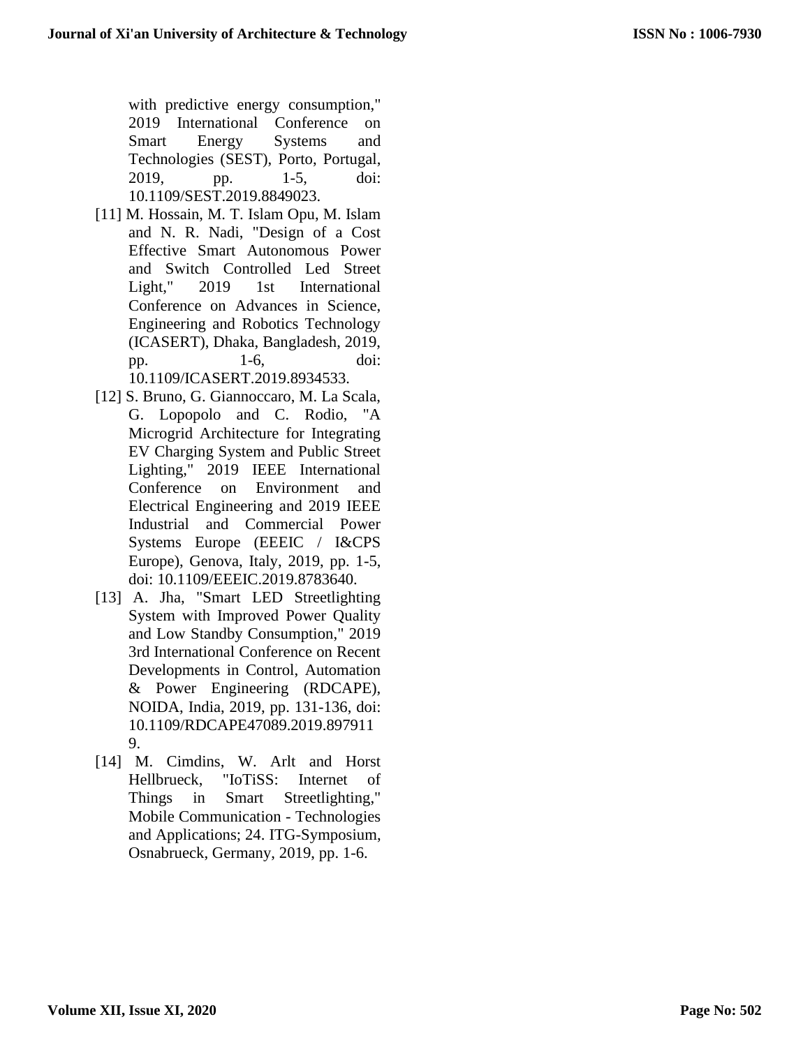with predictive energy consumption," 2019 International Conference on Smart Energy Systems and Technologies (SEST), Porto, Portugal, 2019, pp. 1-5, doi: 10.1109/SEST.2019.8849023.

[11] M. Hossain, M. T. Islam Opu, M. Islam and N. R. Nadi, "Design of a Cost Effective Smart Autonomous Power and Switch Controlled Led Street Light," 2019 1st International Conference on Advances in Science, Engineering and Robotics Technology (ICASERT), Dhaka, Bangladesh, 2019, pp. 1-6, doi: 10.1109/ICASERT.2019.8934533.

[12] S. Bruno, G. Giannoccaro, M. La Scala, G. Lopopolo and C. Rodio, "A Microgrid Architecture for Integrating EV Charging System and Public Street Lighting," 2019 IEEE International Conference on Environment and Electrical Engineering and 2019 IEEE Industrial and Commercial Power Systems Europe (EEEIC / I&CPS Europe), Genova, Italy, 2019, pp. 1-5, doi: 10.1109/EEEIC.2019.8783640.

[13] A. Jha, "Smart LED Streetlighting System with Improved Power Quality and Low Standby Consumption," 2019 3rd International Conference on Recent Developments in Control, Automation & Power Engineering (RDCAPE), NOIDA, India, 2019, pp. 131-136, doi: 10.1109/RDCAPE47089.2019.8979119.

[14] M. Cimdins, W. Arlt and Horst Hellbrueck, "IoTiSS: Internet of Things in Smart Streetlighting," Mobile Communication - Technologies and Applications; 24. ITG-Symposium, Osnabrueck, Germany, 2019, pp. 1-6.